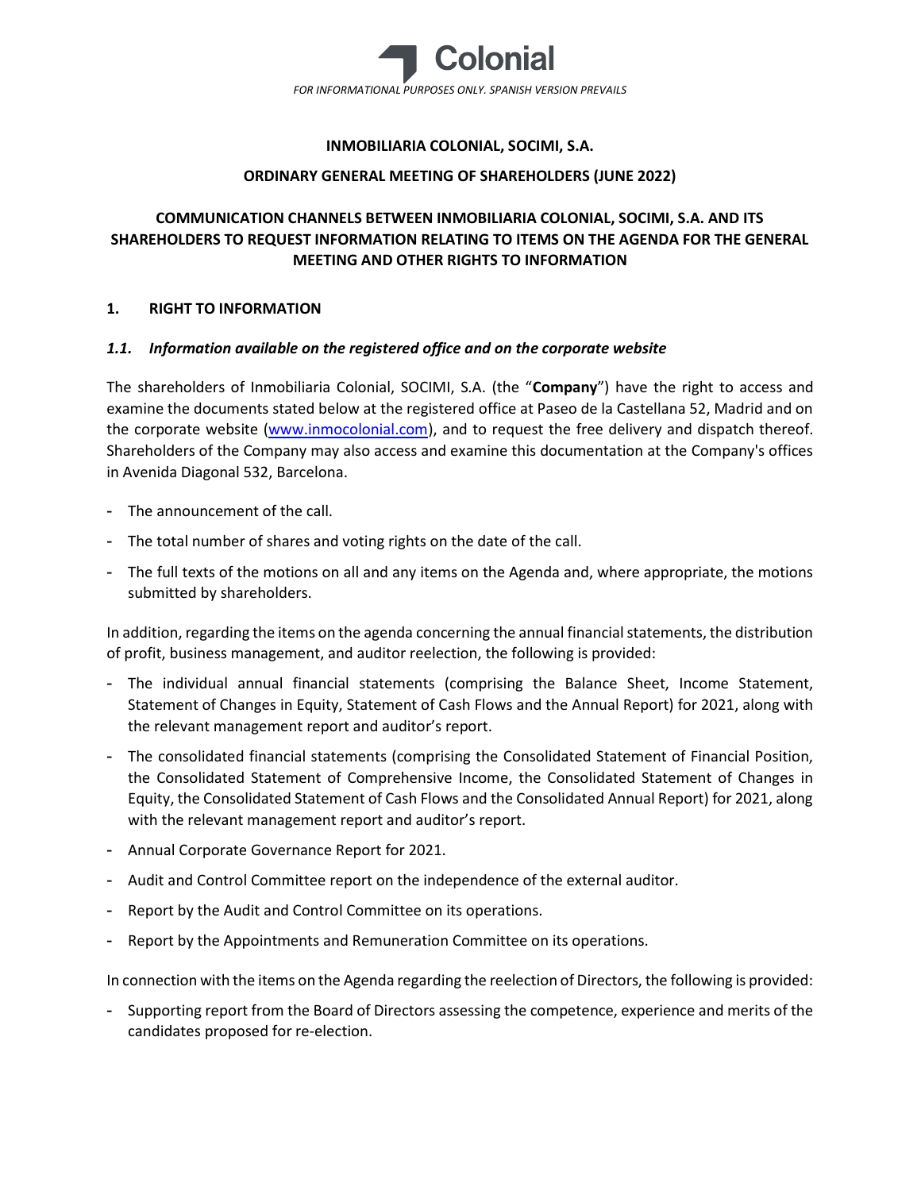FOR INFORMATIONAL PURPOSES ONLY. SPANISH VERSION PREVAILS

**INMOBILIARIA COLONIAL, SOCIMI, S.A.**

**ORDINARY GENERAL MEETING OF SHAREHOLDERS (JUNE 2022)**

**COMMUNICATION CHANNELS BETWEEN INMOBILIARIA COLONIAL, SOCIMI, S.A. AND ITS SHAREHOLDERS TO REQUEST INFORMATION RELATING TO ITEMS ON THE AGENDA FOR THE GENERAL MEETING AND OTHER RIGHTS TO INFORMATION**

## 1. RIGHT TO INFORMATION

### *1.1. Information available on the registered office and on the corporate website*

The shareholders of Inmobiliaria Colonial, SOCIMI, S.A. (the "**Company**") have the right to access and examine the documents stated below at the registered office at Paseo de la Castellana 52, Madrid and on the corporate website (www.inmocolonial.com), and to request the free delivery and dispatch thereof. Shareholders of the Company may also access and examine this documentation at the Company's offices in Avenida Diagonal 532, Barcelona.

- The announcement of the call.
- The total number of shares and voting rights on the date of the call.
- The full texts of the motions on all and any items on the Agenda and, where appropriate, the motions submitted by shareholders.

In addition, regarding the items on the agenda concerning the annual financial statements, the distribution of profit, business management, and auditor reelection, the following is provided:

- The individual annual financial statements (comprising the Balance Sheet, Income Statement, Statement of Changes in Equity, Statement of Cash Flows and the Annual Report) for 2021, along with the relevant management report and auditor's report.
- The consolidated financial statements (comprising the Consolidated Statement of Financial Position, the Consolidated Statement of Comprehensive Income, the Consolidated Statement of Changes in Equity, the Consolidated Statement of Cash Flows and the Consolidated Annual Report) for 2021, along with the relevant management report and auditor's report.
- Annual Corporate Governance Report for 2021.
- Audit and Control Committee report on the independence of the external auditor.
- Report by the Audit and Control Committee on its operations.
- Report by the Appointments and Remuneration Committee on its operations.

In connection with the items on the Agenda regarding the reelection of Directors, the following is provided:

- Supporting report from the Board of Directors assessing the competence, experience and merits of the candidates proposed for re-election.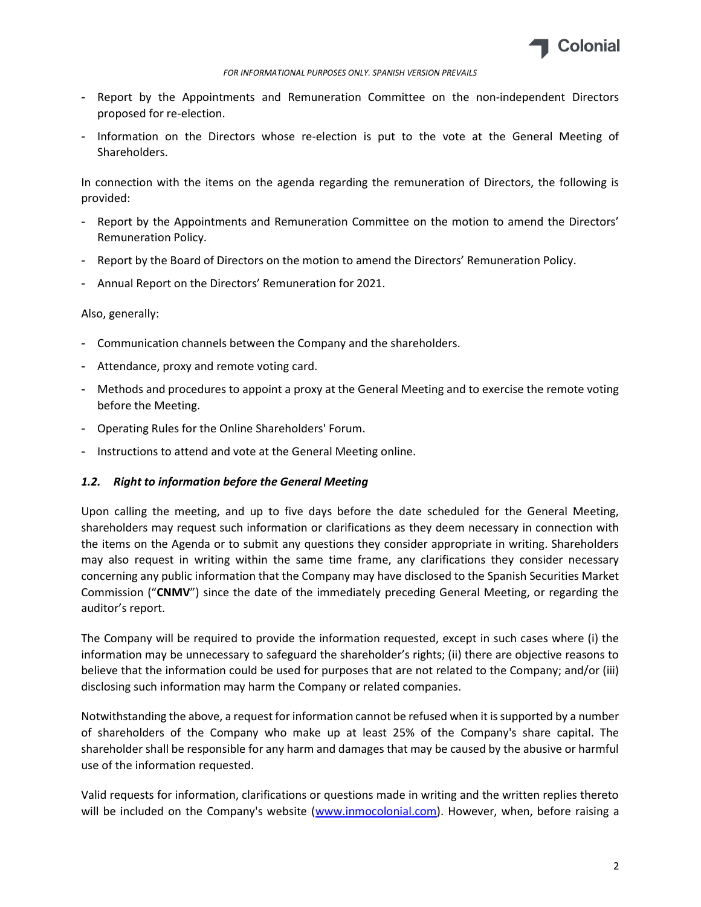- Report by the Appointments and Remuneration Committee on the non-independent Directors proposed for re-election.
- Information on the Directors whose re-election is put to the vote at the General Meeting of Shareholders.

In connection with the items on the agenda regarding the remuneration of Directors, the following is provided:

- Report by the Appointments and Remuneration Committee on the motion to amend the Directors' Remuneration Policy.
- Report by the Board of Directors on the motion to amend the Directors' Remuneration Policy.
- Annual Report on the Directors' Remuneration for 2021.

Also, generally:

- Communication channels between the Company and the shareholders.
- Attendance, proxy and remote voting card.
- Methods and procedures to appoint a proxy at the General Meeting and to exercise the remote voting before the Meeting.
- Operating Rules for the Online Shareholders' Forum.
- Instructions to attend and vote at the General Meeting online.

### *1.2. Right to information before the General Meeting*

Upon calling the meeting, and up to five days before the date scheduled for the General Meeting, shareholders may request such information or clarifications as they deem necessary in connection with the items on the Agenda or to submit any questions they consider appropriate in writing. Shareholders may also request in writing within the same time frame, any clarifications they consider necessary concerning any public information that the Company may have disclosed to the Spanish Securities Market Commission ("**CNMV**") since the date of the immediately preceding General Meeting, or regarding the auditor's report.

The Company will be required to provide the information requested, except in such cases where (i) the information may be unnecessary to safeguard the shareholder's rights; (ii) there are objective reasons to believe that the information could be used for purposes that are not related to the Company; and/or (iii) disclosing such information may harm the Company or related companies.

Notwithstanding the above, a request for information cannot be refused when it is supported by a number of shareholders of the Company who make up at least 25% of the Company's share capital. The shareholder shall be responsible for any harm and damages that may be caused by the abusive or harmful use of the information requested.

Valid requests for information, clarifications or questions made in writing and the written replies thereto will be included on the Company's website (www.inmocolonial.com). However, when, before raising a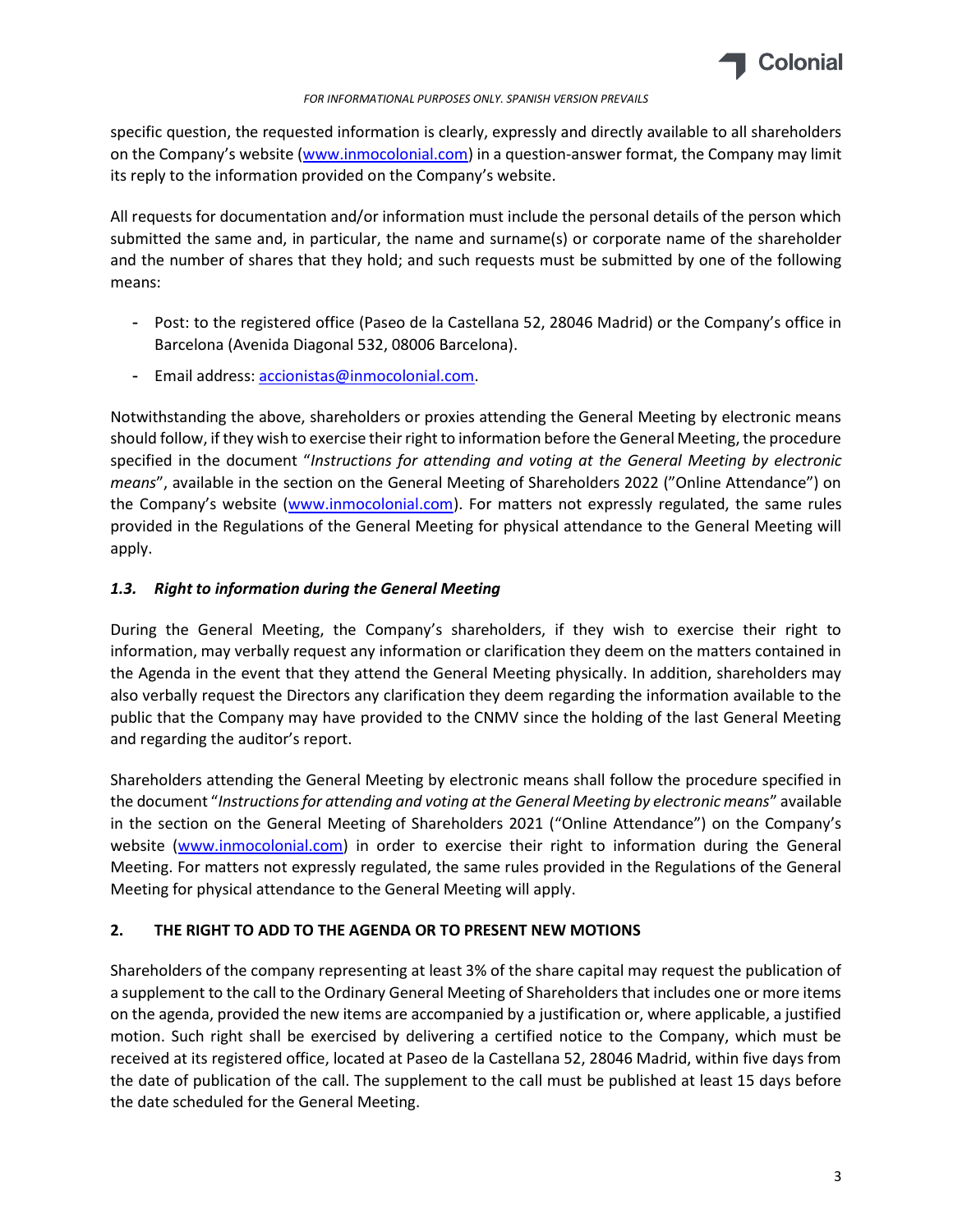specific question, the requested information is clearly, expressly and directly available to all shareholders on the Company's website (www.inmocolonial.com) in a question-answer format, the Company may limit its reply to the information provided on the Company's website.

All requests for documentation and/or information must include the personal details of the person which submitted the same and, in particular, the name and surname(s) or corporate name of the shareholder and the number of shares that they hold; and such requests must be submitted by one of the following means:

- Post: to the registered office (Paseo de la Castellana 52, 28046 Madrid) or the Company's office in Barcelona (Avenida Diagonal 532, 08006 Barcelona).
- Email address: accionistas@inmocolonial.com.

Notwithstanding the above, shareholders or proxies attending the General Meeting by electronic means should follow, if they wish to exercise their right to information before the General Meeting, the procedure specified in the document "*Instructions for attending and voting at the General Meeting by electronic means*", available in the section on the General Meeting of Shareholders 2022 ("Online Attendance") on the Company's website (www.inmocolonial.com). For matters not expressly regulated, the same rules provided in the Regulations of the General Meeting for physical attendance to the General Meeting will apply.

### *1.3. Right to information during the General Meeting*

During the General Meeting, the Company's shareholders, if they wish to exercise their right to information, may verbally request any information or clarification they deem on the matters contained in the Agenda in the event that they attend the General Meeting physically. In addition, shareholders may also verbally request the Directors any clarification they deem regarding the information available to the public that the Company may have provided to the CNMV since the holding of the last General Meeting and regarding the auditor's report.

Shareholders attending the General Meeting by electronic means shall follow the procedure specified in the document "*Instructions for attending and voting at the General Meeting by electronic means*" available in the section on the General Meeting of Shareholders 2021 ("Online Attendance") on the Company's website (www.inmocolonial.com) in order to exercise their right to information during the General Meeting. For matters not expressly regulated, the same rules provided in the Regulations of the General Meeting for physical attendance to the General Meeting will apply.

## 2. THE RIGHT TO ADD TO THE AGENDA OR TO PRESENT NEW MOTIONS

Shareholders of the company representing at least 3% of the share capital may request the publication of a supplement to the call to the Ordinary General Meeting of Shareholders that includes one or more items on the agenda, provided the new items are accompanied by a justification or, where applicable, a justified motion. Such right shall be exercised by delivering a certified notice to the Company, which must be received at its registered office, located at Paseo de la Castellana 52, 28046 Madrid, within five days from the date of publication of the call. The supplement to the call must be published at least 15 days before the date scheduled for the General Meeting.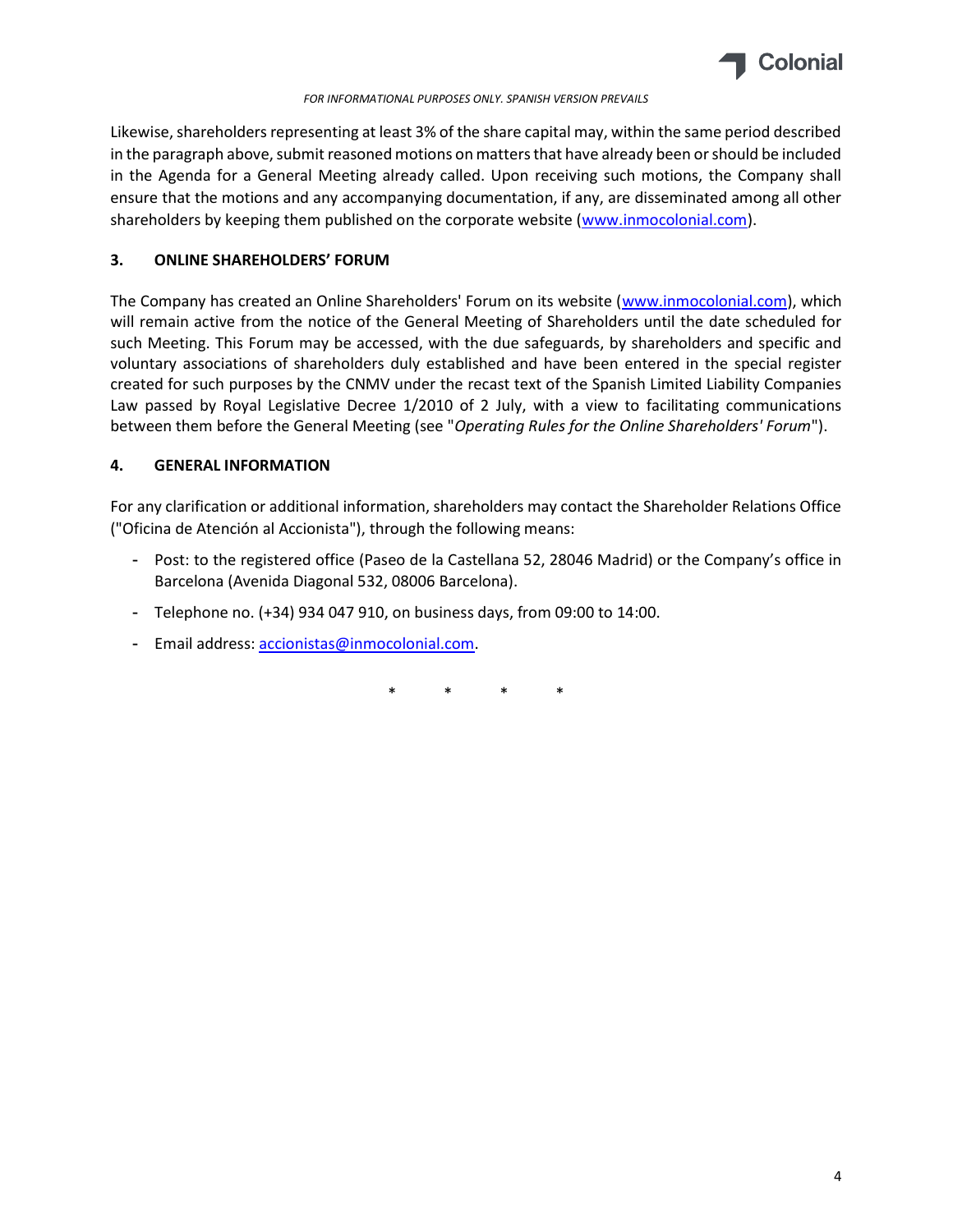Likewise, shareholders representing at least 3% of the share capital may, within the same period described in the paragraph above, submit reasoned motions on matters that have already been or should be included in the Agenda for a General Meeting already called. Upon receiving such motions, the Company shall ensure that the motions and any accompanying documentation, if any, are disseminated among all other shareholders by keeping them published on the corporate website (www.inmocolonial.com).

## 3. ONLINE SHAREHOLDERS' FORUM

The Company has created an Online Shareholders' Forum on its website (www.inmocolonial.com), which will remain active from the notice of the General Meeting of Shareholders until the date scheduled for such Meeting. This Forum may be accessed, with the due safeguards, by shareholders and specific and voluntary associations of shareholders duly established and have been entered in the special register created for such purposes by the CNMV under the recast text of the Spanish Limited Liability Companies Law passed by Royal Legislative Decree 1/2010 of 2 July, with a view to facilitating communications between them before the General Meeting (see "*Operating Rules for the Online Shareholders' Forum*").

## 4. GENERAL INFORMATION

For any clarification or additional information, shareholders may contact the Shareholder Relations Office ("Oficina de Atención al Accionista"), through the following means:

- Post: to the registered office (Paseo de la Castellana 52, 28046 Madrid) or the Company's office in Barcelona (Avenida Diagonal 532, 08006 Barcelona).
- Telephone no. (+34) 934 047 910, on business days, from 09:00 to 14:00.
- Email address: accionistas@inmocolonial.com.

\* \* \* \*